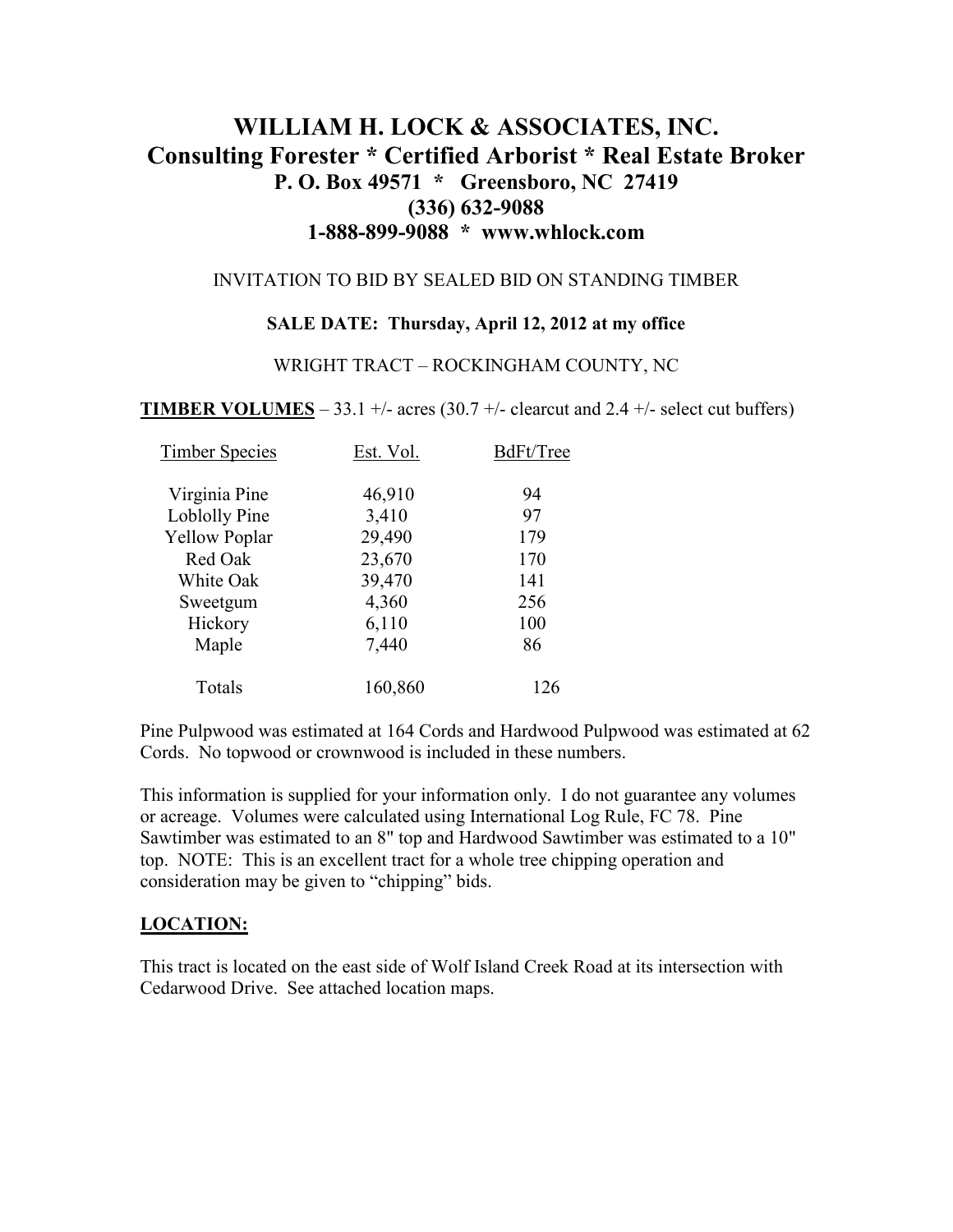# WILLIAM H. LOCK & ASSOCIATES, INC.
## Consulting Forester * Certified Arborist * Real Estate Broker
### P. O. Box 49571 * Greensboro, NC 27419
### (336) 632-9088
### 1-888-899-9088 * www.whlock.com

INVITATION TO BID BY SEALED BID ON STANDING TIMBER

**SALE DATE: Thursday, April 12, 2012 at my office**

WRIGHT TRACT – ROCKINGHAM COUNTY, NC

**TIMBER VOLUMES** – 33.1 +/- acres (30.7 +/- clearcut and 2.4 +/- select cut buffers)

| Timber Species | Est. Vol. | BdFt/Tree |
|---|---|---|
| Virginia Pine | 46,910 | 94 |
| Loblolly Pine | 3,410 | 97 |
| Yellow Poplar | 29,490 | 179 |
| Red Oak | 23,670 | 170 |
| White Oak | 39,470 | 141 |
| Sweetgum | 4,360 | 256 |
| Hickory | 6,110 | 100 |
| Maple | 7,440 | 86 |
| Totals | 160,860 | 126 |

Pine Pulpwood was estimated at 164 Cords and Hardwood Pulpwood was estimated at 62 Cords. No topwood or crownwood is included in these numbers.

This information is supplied for your information only. I do not guarantee any volumes or acreage. Volumes were calculated using International Log Rule, FC 78. Pine Sawtimber was estimated to an 8" top and Hardwood Sawtimber was estimated to a 10" top. NOTE: This is an excellent tract for a whole tree chipping operation and consideration may be given to "chipping" bids.

**LOCATION:**

This tract is located on the east side of Wolf Island Creek Road at its intersection with Cedarwood Drive. See attached location maps.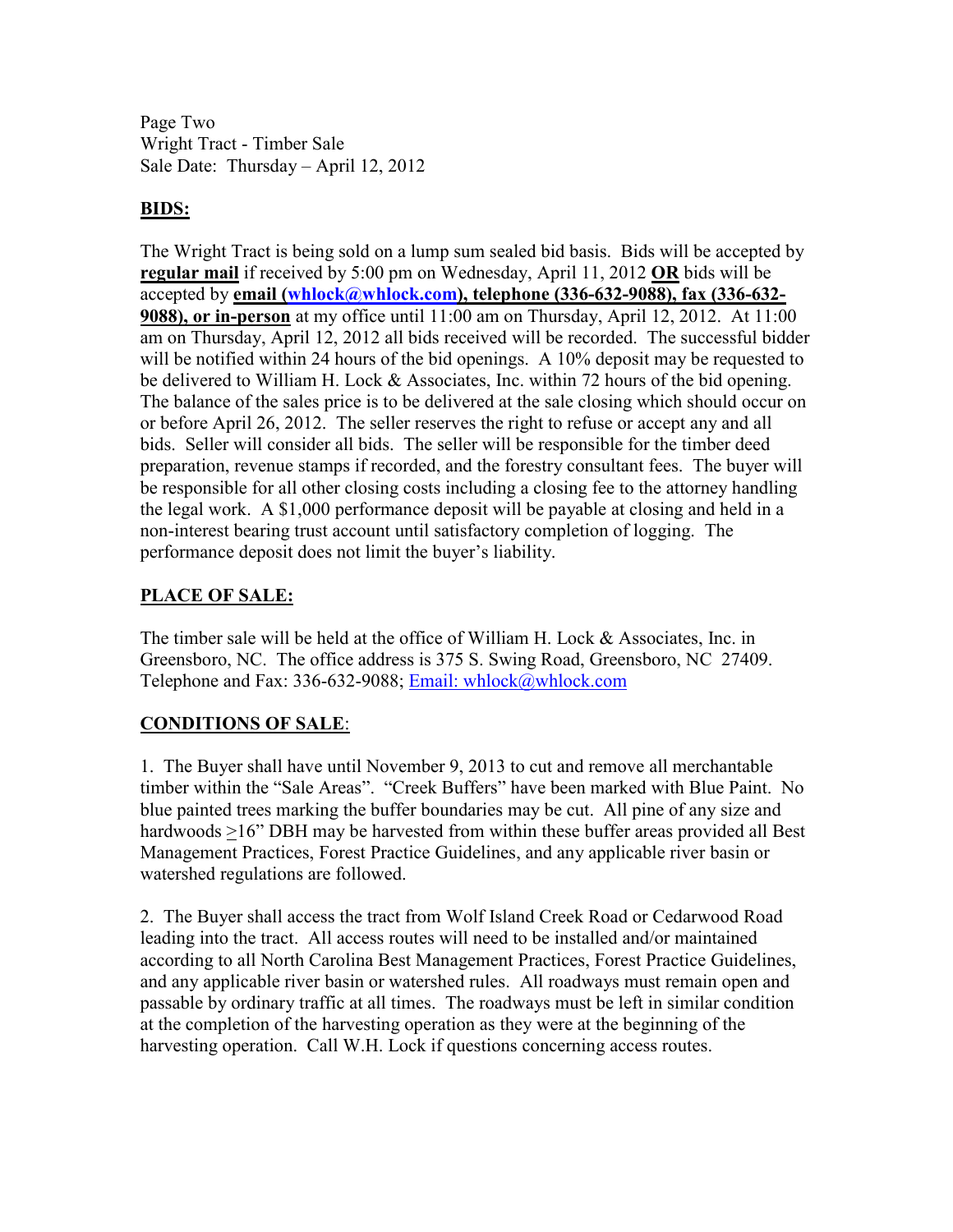Page Two
Wright Tract - Timber Sale
Sale Date: Thursday – April 12, 2012

## BIDS:

The Wright Tract is being sold on a lump sum sealed bid basis. Bids will be accepted by **regular mail** if received by 5:00 pm on Wednesday, April 11, 2012 **OR** bids will be accepted by **email (whlock@whlock.com), telephone (336-632-9088), fax (336-632-9088), or in-person** at my office until 11:00 am on Thursday, April 12, 2012. At 11:00 am on Thursday, April 12, 2012 all bids received will be recorded. The successful bidder will be notified within 24 hours of the bid openings. A 10% deposit may be requested to be delivered to William H. Lock & Associates, Inc. within 72 hours of the bid opening. The balance of the sales price is to be delivered at the sale closing which should occur on or before April 26, 2012. The seller reserves the right to refuse or accept any and all bids. Seller will consider all bids. The seller will be responsible for the timber deed preparation, revenue stamps if recorded, and the forestry consultant fees. The buyer will be responsible for all other closing costs including a closing fee to the attorney handling the legal work. A $1,000 performance deposit will be payable at closing and held in a non-interest bearing trust account until satisfactory completion of logging. The performance deposit does not limit the buyer's liability.

## PLACE OF SALE:

The timber sale will be held at the office of William H. Lock & Associates, Inc. in Greensboro, NC. The office address is 375 S. Swing Road, Greensboro, NC 27409. Telephone and Fax: 336-632-9088; Email: whlock@whlock.com

## CONDITIONS OF SALE:

1. The Buyer shall have until November 9, 2013 to cut and remove all merchantable timber within the "Sale Areas". "Creek Buffers" have been marked with Blue Paint. No blue painted trees marking the buffer boundaries may be cut. All pine of any size and hardwoods ≥16" DBH may be harvested from within these buffer areas provided all Best Management Practices, Forest Practice Guidelines, and any applicable river basin or watershed regulations are followed.

2. The Buyer shall access the tract from Wolf Island Creek Road or Cedarwood Road leading into the tract. All access routes will need to be installed and/or maintained according to all North Carolina Best Management Practices, Forest Practice Guidelines, and any applicable river basin or watershed rules. All roadways must remain open and passable by ordinary traffic at all times. The roadways must be left in similar condition at the completion of the harvesting operation as they were at the beginning of the harvesting operation. Call W.H. Lock if questions concerning access routes.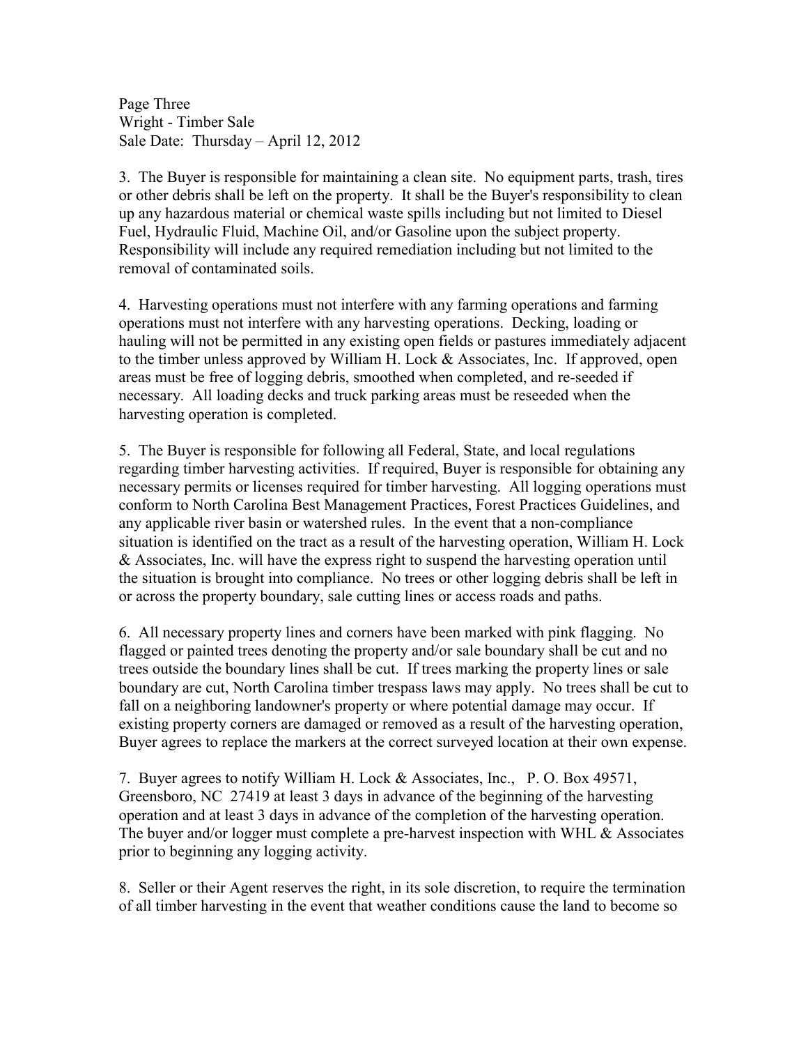3. The Buyer is responsible for maintaining a clean site. No equipment parts, trash, tires or other debris shall be left on the property. It shall be the Buyer's responsibility to clean up any hazardous material or chemical waste spills including but not limited to Diesel Fuel, Hydraulic Fluid, Machine Oil, and/or Gasoline upon the subject property. Responsibility will include any required remediation including but not limited to the removal of contaminated soils.

4. Harvesting operations must not interfere with any farming operations and farming operations must not interfere with any harvesting operations. Decking, loading or hauling will not be permitted in any existing open fields or pastures immediately adjacent to the timber unless approved by William H. Lock & Associates, Inc. If approved, open areas must be free of logging debris, smoothed when completed, and re-seeded if necessary. All loading decks and truck parking areas must be reseeded when the harvesting operation is completed.

5. The Buyer is responsible for following all Federal, State, and local regulations regarding timber harvesting activities. If required, Buyer is responsible for obtaining any necessary permits or licenses required for timber harvesting. All logging operations must conform to North Carolina Best Management Practices, Forest Practices Guidelines, and any applicable river basin or watershed rules. In the event that a non-compliance situation is identified on the tract as a result of the harvesting operation, William H. Lock & Associates, Inc. will have the express right to suspend the harvesting operation until the situation is brought into compliance. No trees or other logging debris shall be left in or across the property boundary, sale cutting lines or access roads and paths.

6. All necessary property lines and corners have been marked with pink flagging. No flagged or painted trees denoting the property and/or sale boundary shall be cut and no trees outside the boundary lines shall be cut. If trees marking the property lines or sale boundary are cut, North Carolina timber trespass laws may apply. No trees shall be cut to fall on a neighboring landowner's property or where potential damage may occur. If existing property corners are damaged or removed as a result of the harvesting operation, Buyer agrees to replace the markers at the correct surveyed location at their own expense.

7. Buyer agrees to notify William H. Lock & Associates, Inc., P. O. Box 49571, Greensboro, NC 27419 at least 3 days in advance of the beginning of the harvesting operation and at least 3 days in advance of the completion of the harvesting operation. The buyer and/or logger must complete a pre-harvest inspection with WHL & Associates prior to beginning any logging activity.

8. Seller or their Agent reserves the right, in its sole discretion, to require the termination of all timber harvesting in the event that weather conditions cause the land to become so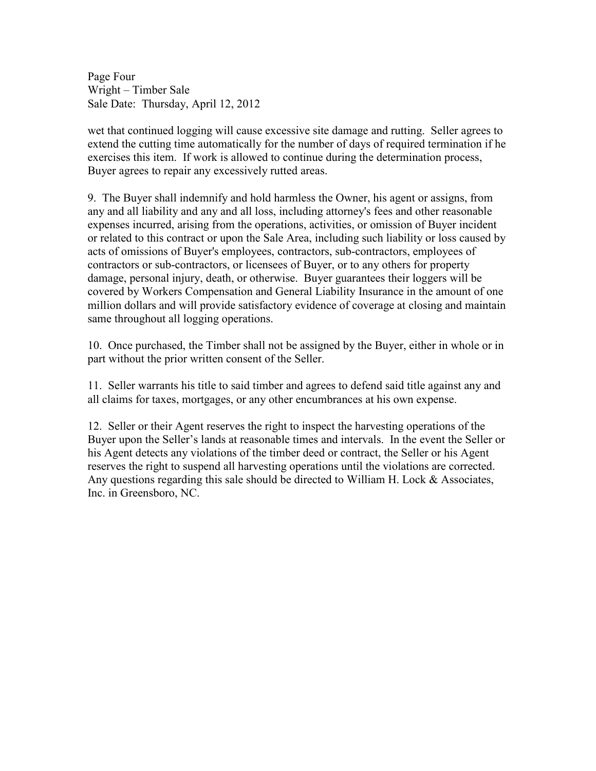wet that continued logging will cause excessive site damage and rutting. Seller agrees to extend the cutting time automatically for the number of days of required termination if he exercises this item. If work is allowed to continue during the determination process, Buyer agrees to repair any excessively rutted areas.

9. The Buyer shall indemnify and hold harmless the Owner, his agent or assigns, from any and all liability and any and all loss, including attorney's fees and other reasonable expenses incurred, arising from the operations, activities, or omission of Buyer incident or related to this contract or upon the Sale Area, including such liability or loss caused by acts of omissions of Buyer's employees, contractors, sub-contractors, employees of contractors or sub-contractors, or licensees of Buyer, or to any others for property damage, personal injury, death, or otherwise. Buyer guarantees their loggers will be covered by Workers Compensation and General Liability Insurance in the amount of one million dollars and will provide satisfactory evidence of coverage at closing and maintain same throughout all logging operations.

10. Once purchased, the Timber shall not be assigned by the Buyer, either in whole or in part without the prior written consent of the Seller.

11. Seller warrants his title to said timber and agrees to defend said title against any and all claims for taxes, mortgages, or any other encumbrances at his own expense.

12. Seller or their Agent reserves the right to inspect the harvesting operations of the Buyer upon the Seller's lands at reasonable times and intervals. In the event the Seller or his Agent detects any violations of the timber deed or contract, the Seller or his Agent reserves the right to suspend all harvesting operations until the violations are corrected. Any questions regarding this sale should be directed to William H. Lock & Associates, Inc. in Greensboro, NC.